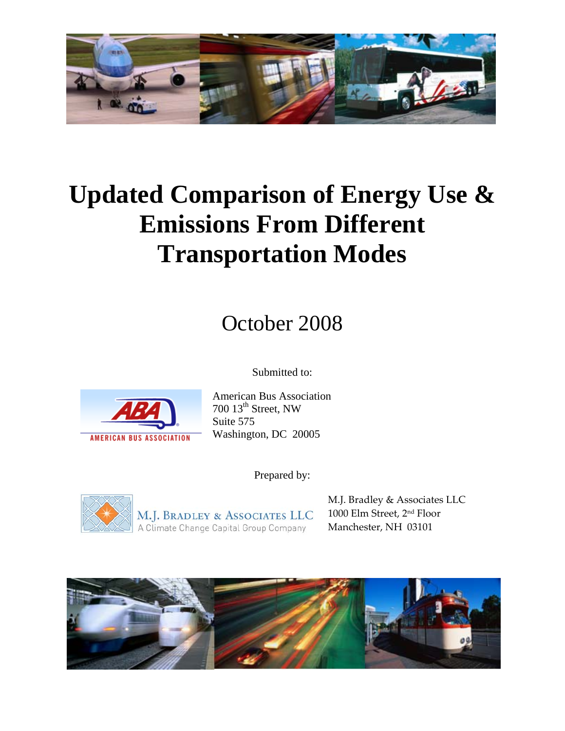# Updated Comparison of Energy Use & Emissions From Different Transportation Modes

## October 2008

Submitted to:

American Bus Association
700 13th Street, NW
Suite 575
Washington, DC 20005

Prepared by:

M.J. Bradley & Associates LLC
A Climate Change Capital Group Company

M.J. Bradley & Associates LLC
1000 Elm Street, 2nd Floor
Manchester, NH 03101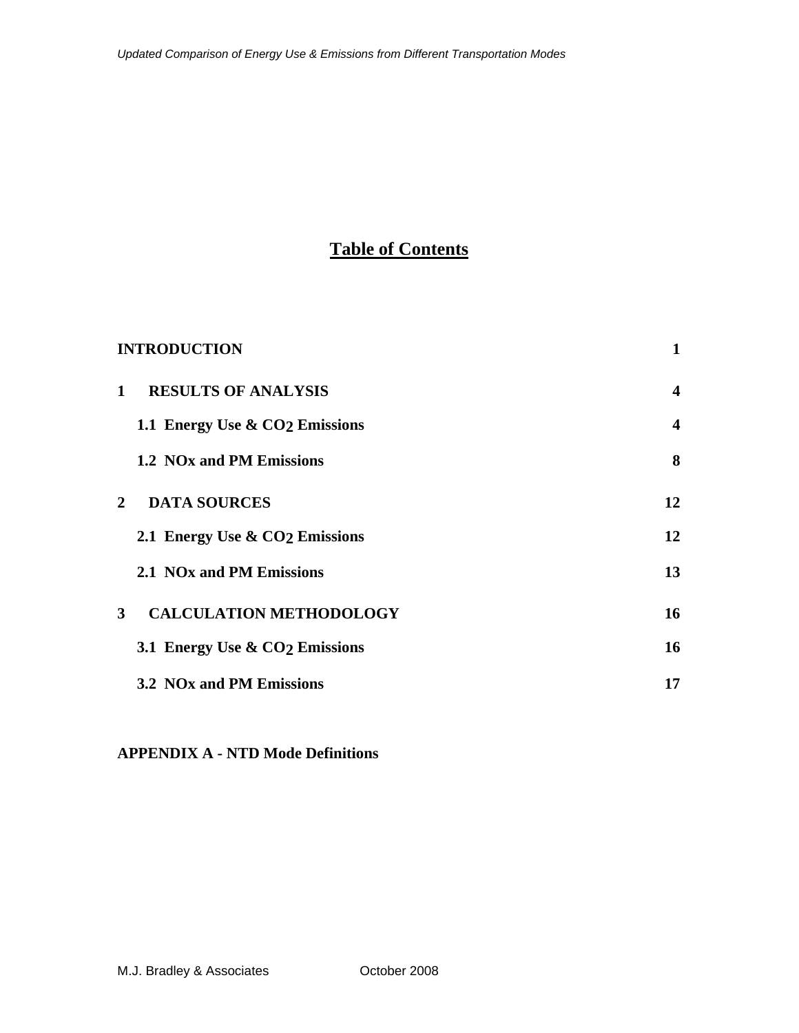# Table of Contents

| | |
|---|---|
| **INTRODUCTION** | **1** |
| **1 RESULTS OF ANALYSIS** | **4** |
| **1.1 Energy Use & $CO_2$ Emissions** | **4** |
| **1.2 NOx and PM Emissions** | **8** |
| **2 DATA SOURCES** | **12** |
| **2.1 Energy Use & $CO_2$ Emissions** | **12** |
| **2.1 NOx and PM Emissions** | **13** |
| **3 CALCULATION METHODOLOGY** | **16** |
| **3.1 Energy Use & $CO_2$ Emissions** | **16** |
| **3.2 NOx and PM Emissions** | **17** |

**APPENDIX A - NTD Mode Definitions**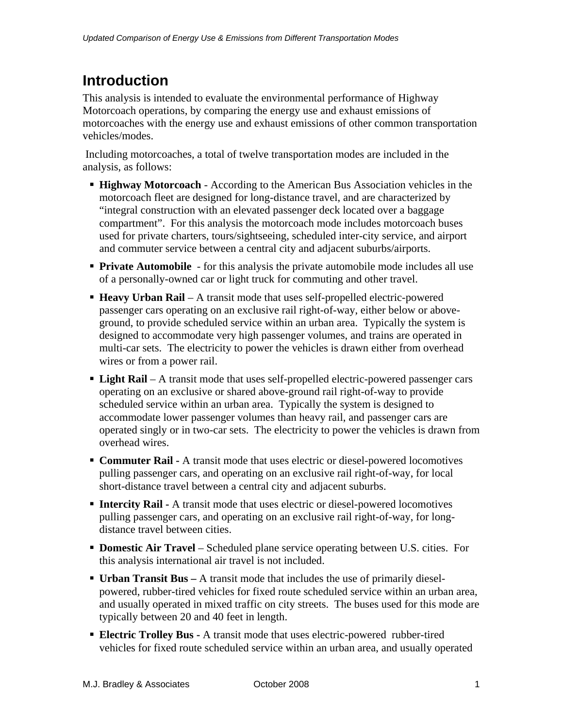## Introduction

This analysis is intended to evaluate the environmental performance of Highway Motorcoach operations, by comparing the energy use and exhaust emissions of motorcoaches with the energy use and exhaust emissions of other common transportation vehicles/modes.

Including motorcoaches, a total of twelve transportation modes are included in the analysis, as follows:

- **Highway Motorcoach** - According to the American Bus Association vehicles in the motorcoach fleet are designed for long-distance travel, and are characterized by "integral construction with an elevated passenger deck located over a baggage compartment". For this analysis the motorcoach mode includes motorcoach buses used for private charters, tours/sightseeing, scheduled inter-city service, and airport and commuter service between a central city and adjacent suburbs/airports.
- **Private Automobile** - for this analysis the private automobile mode includes all use of a personally-owned car or light truck for commuting and other travel.
- **Heavy Urban Rail** – A transit mode that uses self-propelled electric-powered passenger cars operating on an exclusive rail right-of-way, either below or above-ground, to provide scheduled service within an urban area. Typically the system is designed to accommodate very high passenger volumes, and trains are operated in multi-car sets. The electricity to power the vehicles is drawn either from overhead wires or from a power rail.
- **Light Rail** – A transit mode that uses self-propelled electric-powered passenger cars operating on an exclusive or shared above-ground rail right-of-way to provide scheduled service within an urban area. Typically the system is designed to accommodate lower passenger volumes than heavy rail, and passenger cars are operated singly or in two-car sets. The electricity to power the vehicles is drawn from overhead wires.
- **Commuter Rail** - A transit mode that uses electric or diesel-powered locomotives pulling passenger cars, and operating on an exclusive rail right-of-way, for local short-distance travel between a central city and adjacent suburbs.
- **Intercity Rail** - A transit mode that uses electric or diesel-powered locomotives pulling passenger cars, and operating on an exclusive rail right-of-way, for long-distance travel between cities.
- **Domestic Air Travel** – Scheduled plane service operating between U.S. cities. For this analysis international air travel is not included.
- **Urban Transit Bus** – A transit mode that includes the use of primarily diesel-powered, rubber-tired vehicles for fixed route scheduled service within an urban area, and usually operated in mixed traffic on city streets. The buses used for this mode are typically between 20 and 40 feet in length.
- **Electric Trolley Bus** - A transit mode that uses electric-powered rubber-tired vehicles for fixed route scheduled service within an urban area, and usually operated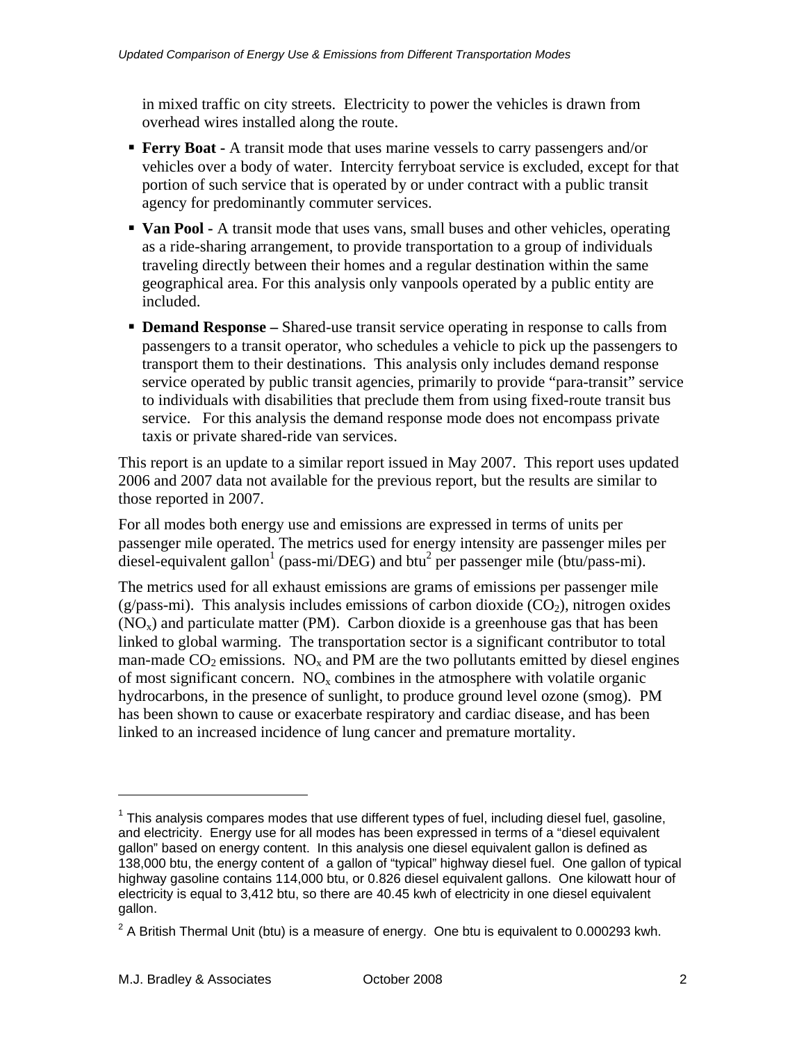in mixed traffic on city streets. Electricity to power the vehicles is drawn from overhead wires installed along the route.

- **Ferry Boat -** A transit mode that uses marine vessels to carry passengers and/or vehicles over a body of water. Intercity ferryboat service is excluded, except for that portion of such service that is operated by or under contract with a public transit agency for predominantly commuter services.
- **Van Pool -** A transit mode that uses vans, small buses and other vehicles, operating as a ride-sharing arrangement, to provide transportation to a group of individuals traveling directly between their homes and a regular destination within the same geographical area. For this analysis only vanpools operated by a public entity are included.
- **Demand Response –** Shared-use transit service operating in response to calls from passengers to a transit operator, who schedules a vehicle to pick up the passengers to transport them to their destinations. This analysis only includes demand response service operated by public transit agencies, primarily to provide "para-transit" service to individuals with disabilities that preclude them from using fixed-route transit bus service. For this analysis the demand response mode does not encompass private taxis or private shared-ride van services.

This report is an update to a similar report issued in May 2007. This report uses updated 2006 and 2007 data not available for the previous report, but the results are similar to those reported in 2007.

For all modes both energy use and emissions are expressed in terms of units per passenger mile operated. The metrics used for energy intensity are passenger miles per diesel-equivalent gallon[1] (pass-mi/DEG) and btu[2] per passenger mile (btu/pass-mi).

The metrics used for all exhaust emissions are grams of emissions per passenger mile (g/pass-mi). This analysis includes emissions of carbon dioxide ($CO_2$), nitrogen oxides ($NO_x$) and particulate matter (PM). Carbon dioxide is a greenhouse gas that has been linked to global warming. The transportation sector is a significant contributor to total man-made $CO_2$ emissions. $NO_x$ and PM are the two pollutants emitted by diesel engines of most significant concern. $NO_x$ combines in the atmosphere with volatile organic hydrocarbons, in the presence of sunlight, to produce ground level ozone (smog). PM has been shown to cause or exacerbate respiratory and cardiac disease, and has been linked to an increased incidence of lung cancer and premature mortality.

---

[1] This analysis compares modes that use different types of fuel, including diesel fuel, gasoline, and electricity. Energy use for all modes has been expressed in terms of a "diesel equivalent gallon" based on energy content. In this analysis one diesel equivalent gallon is defined as 138,000 btu, the energy content of a gallon of "typical" highway diesel fuel. One gallon of typical highway gasoline contains 114,000 btu, or 0.826 diesel equivalent gallons. One kilowatt hour of electricity is equal to 3,412 btu, so there are 40.45 kwh of electricity in one diesel equivalent gallon.

[2] A British Thermal Unit (btu) is a measure of energy. One btu is equivalent to 0.000293 kwh.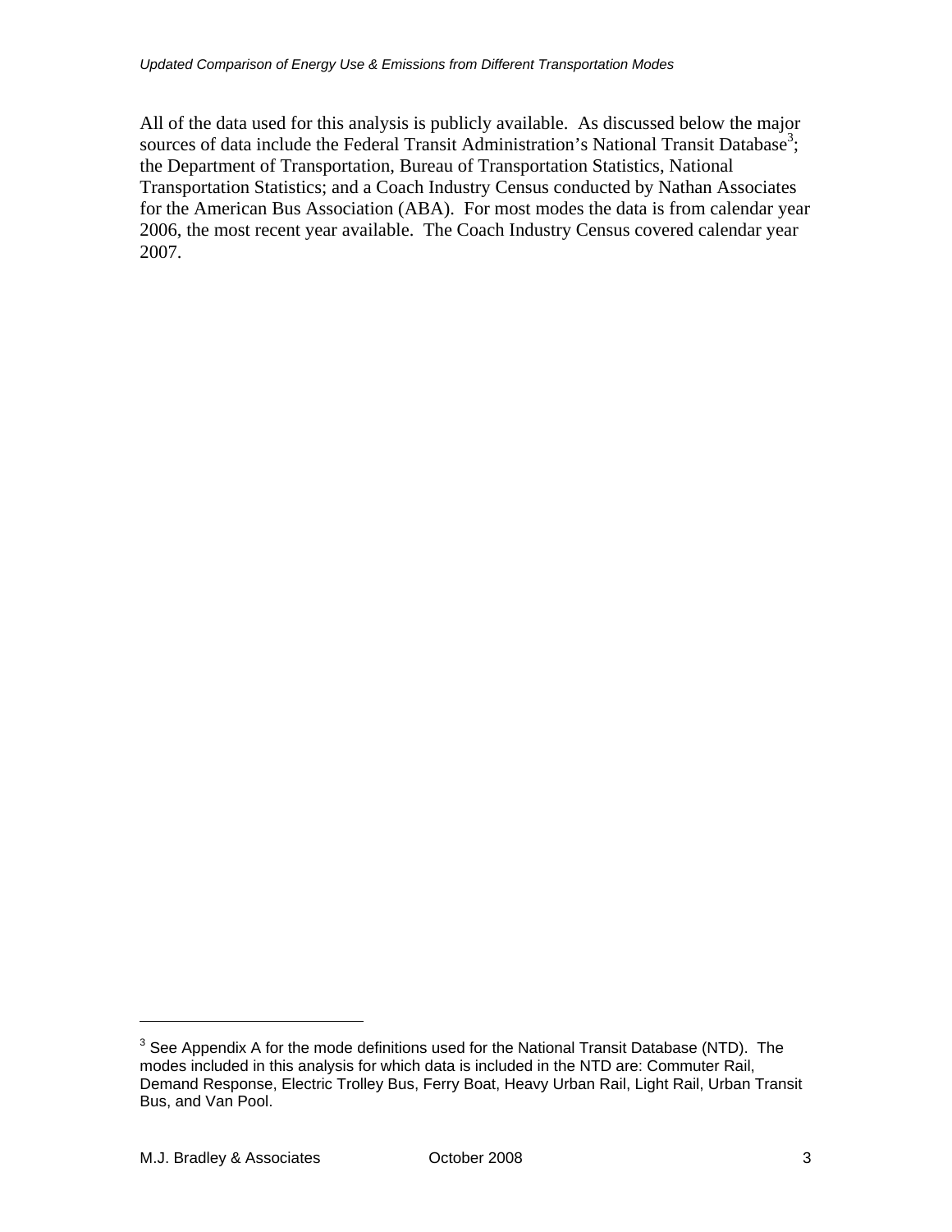All of the data used for this analysis is publicly available. As discussed below the major sources of data include the Federal Transit Administration's National Transit Database[3]; the Department of Transportation, Bureau of Transportation Statistics, National Transportation Statistics; and a Coach Industry Census conducted by Nathan Associates for the American Bus Association (ABA). For most modes the data is from calendar year 2006, the most recent year available. The Coach Industry Census covered calendar year 2007.

---

[3] See Appendix A for the mode definitions used for the National Transit Database (NTD). The modes included in this analysis for which data is included in the NTD are: Commuter Rail, Demand Response, Electric Trolley Bus, Ferry Boat, Heavy Urban Rail, Light Rail, Urban Transit Bus, and Van Pool.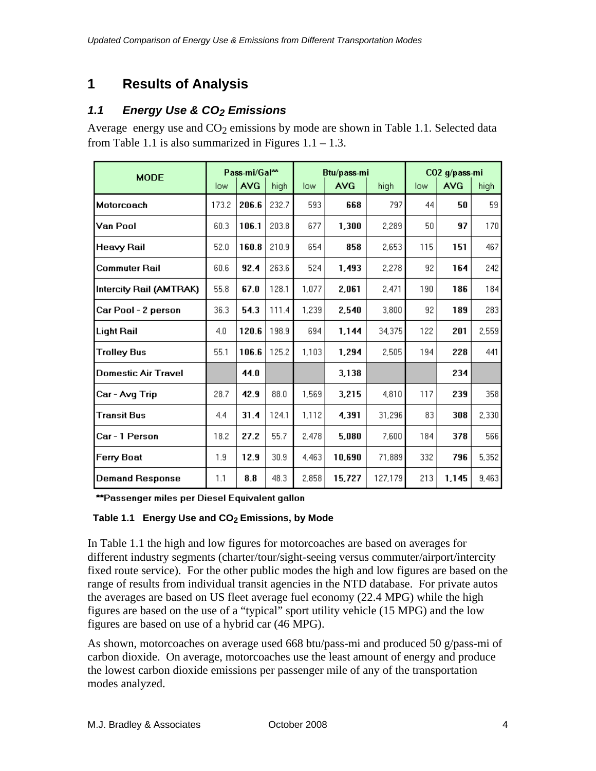# 1 Results of Analysis

## 1.1 Energy Use & $CO_2$ Emissions

Average energy use and $CO_2$ emissions by mode are shown in Table 1.1. Selected data from Table 1.1 is also summarized in Figures 1.1 – 1.3.

| MODE | Pass-mi/Gal** | | | Btu/pass-mi | | | CO2 g/pass-mi | | |
|---|---|---|---|---|---|---|---|---|---|
| | low | AVG | high | low | AVG | high | low | AVG | high |
| Motorcoach | 173.2 | **206.6** | 232.7 | 593 | **668** | 797 | 44 | **50** | 59 |
| Van Pool | 60.3 | **106.1** | 203.8 | 677 | **1,300** | 2,289 | 50 | **97** | 170 |
| Heavy Rail | 52.0 | **160.8** | 210.9 | 654 | **858** | 2,653 | 115 | **151** | 467 |
| Commuter Rail | 60.6 | **92.4** | 263.6 | 524 | **1,493** | 2,278 | 92 | **164** | 242 |
| Intercity Rail (AMTRAK) | 55.8 | **67.0** | 128.1 | 1,077 | **2,061** | 2,471 | 190 | **186** | 184 |
| Car Pool - 2 person | 36.3 | **54.3** | 111.4 | 1,239 | **2,540** | 3,800 | 92 | **189** | 283 |
| Light Rail | 4.0 | **120.6** | 198.9 | 694 | **1,144** | 34,375 | 122 | **201** | 2,559 |
| Trolley Bus | 55.1 | **106.6** | 125.2 | 1,103 | **1,294** | 2,505 | 194 | **228** | 441 |
| Domestic Air Travel | | **44.0** | | | **3,138** | | | **234** | |
| Car - Avg Trip | 28.7 | **42.9** | 88.0 | 1,569 | **3,215** | 4,810 | 117 | **239** | 358 |
| Transit Bus | 4.4 | **31.4** | 124.1 | 1,112 | **4,391** | 31,296 | 83 | **308** | 2,330 |
| Car - 1 Person | 18.2 | **27.2** | 55.7 | 2,478 | **5,080** | 7,600 | 184 | **378** | 566 |
| Ferry Boat | 1.9 | **12.9** | 30.9 | 4,463 | **10,690** | 71,889 | 332 | **796** | 5,352 |
| Demand Response | 1.1 | **8.8** | 48.3 | 2,858 | **15,727** | 127,179 | 213 | **1,145** | 9,463 |

**Passenger miles per Diesel Equivalent gallon

**Table 1.1 Energy Use and $CO_2$ Emissions, by Mode**

In Table 1.1 the high and low figures for motorcoaches are based on averages for different industry segments (charter/tour/sight-seeing versus commuter/airport/intercity fixed route service). For the other public modes the high and low figures are based on the range of results from individual transit agencies in the NTD database. For private autos the averages are based on US fleet average fuel economy (22.4 MPG) while the high figures are based on the use of a "typical" sport utility vehicle (15 MPG) and the low figures are based on use of a hybrid car (46 MPG).

As shown, motorcoaches on average used 668 btu/pass-mi and produced 50 g/pass-mi of carbon dioxide. On average, motorcoaches use the least amount of energy and produce the lowest carbon dioxide emissions per passenger mile of any of the transportation modes analyzed.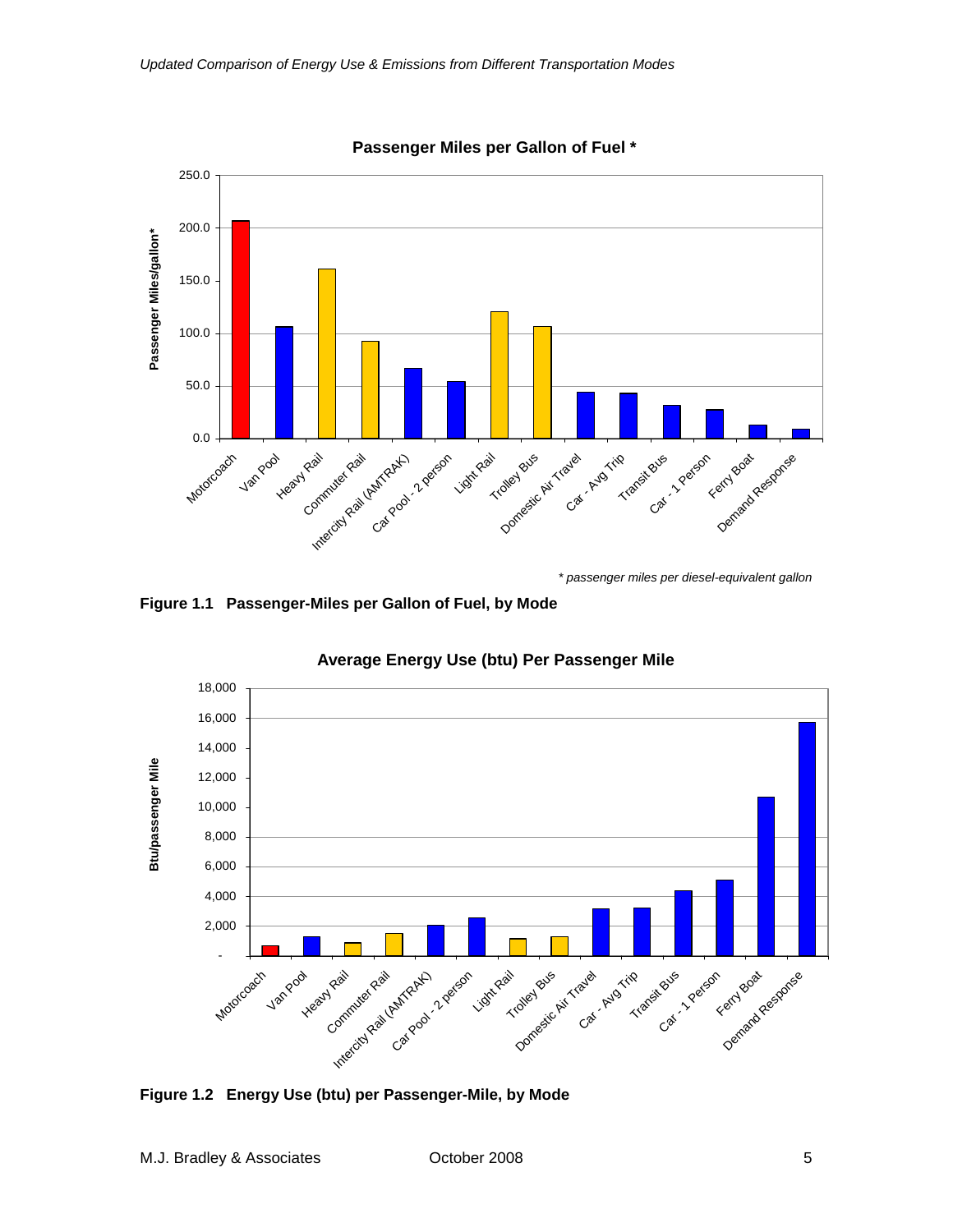**Passenger Miles per Gallon of Fuel ***

*\* passenger miles per diesel-equivalent gallon*

**Figure 1.1 Passenger-Miles per Gallon of Fuel, by Mode**

**Average Energy Use (btu) Per Passenger Mile**

**Figure 1.2 Energy Use (btu) per Passenger-Mile, by Mode**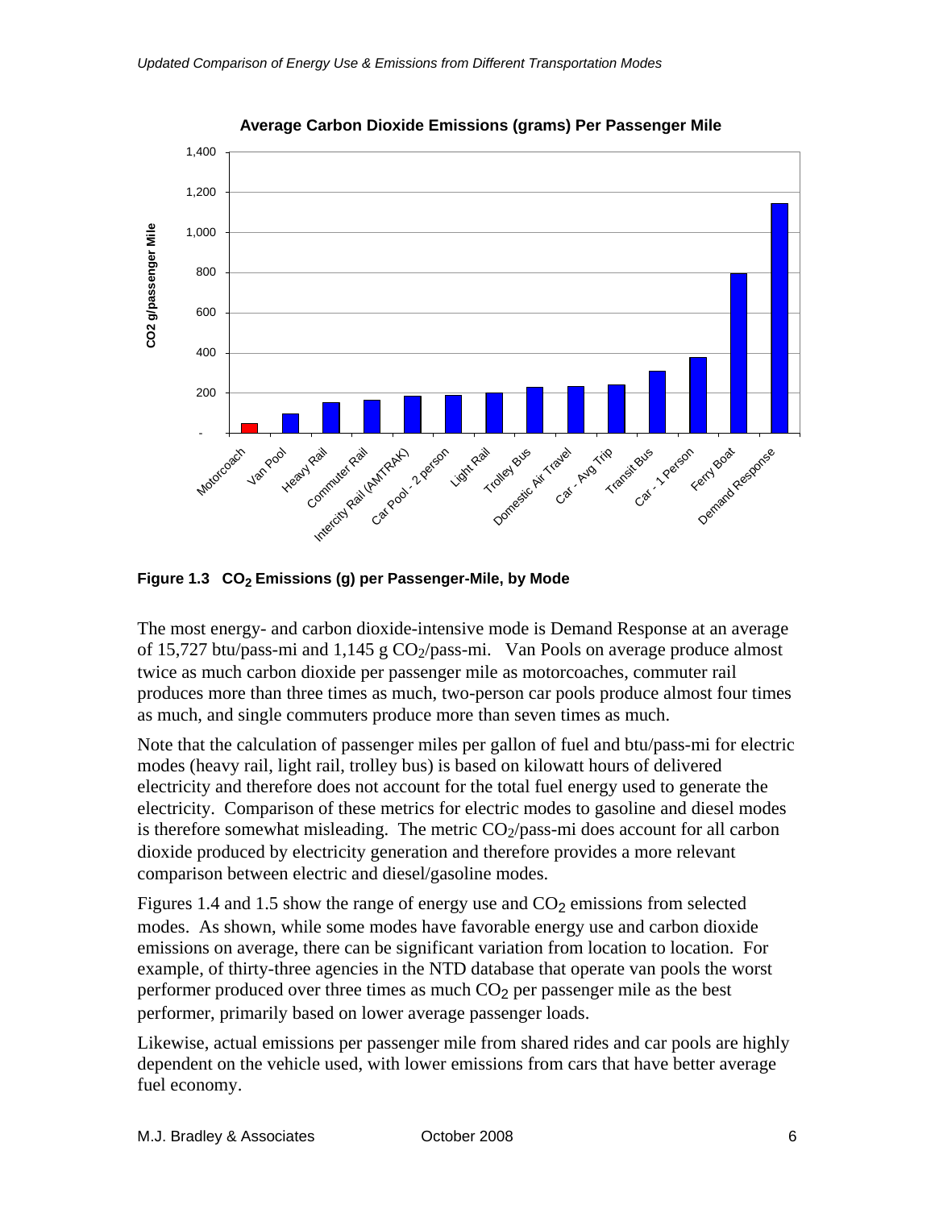**Figure 1.3 $CO_2$ Emissions (g) per Passenger-Mile, by Mode**

The most energy- and carbon dioxide-intensive mode is Demand Response at an average of 15,727 btu/pass-mi and 1,145 g $CO_2$/pass-mi. Van Pools on average produce almost twice as much carbon dioxide per passenger mile as motorcoaches, commuter rail produces more than three times as much, two-person car pools produce almost four times as much, and single commuters produce more than seven times as much.

Note that the calculation of passenger miles per gallon of fuel and btu/pass-mi for electric modes (heavy rail, light rail, trolley bus) is based on kilowatt hours of delivered electricity and therefore does not account for the total fuel energy used to generate the electricity. Comparison of these metrics for electric modes to gasoline and diesel modes is therefore somewhat misleading. The metric $CO_2$/pass-mi does account for all carbon dioxide produced by electricity generation and therefore provides a more relevant comparison between electric and diesel/gasoline modes.

Figures 1.4 and 1.5 show the range of energy use and $CO_2$ emissions from selected modes. As shown, while some modes have favorable energy use and carbon dioxide emissions on average, there can be significant variation from location to location. For example, of thirty-three agencies in the NTD database that operate van pools the worst performer produced over three times as much $CO_2$ per passenger mile as the best performer, primarily based on lower average passenger loads.

Likewise, actual emissions per passenger mile from shared rides and car pools are highly dependent on the vehicle used, with lower emissions from cars that have better average fuel economy.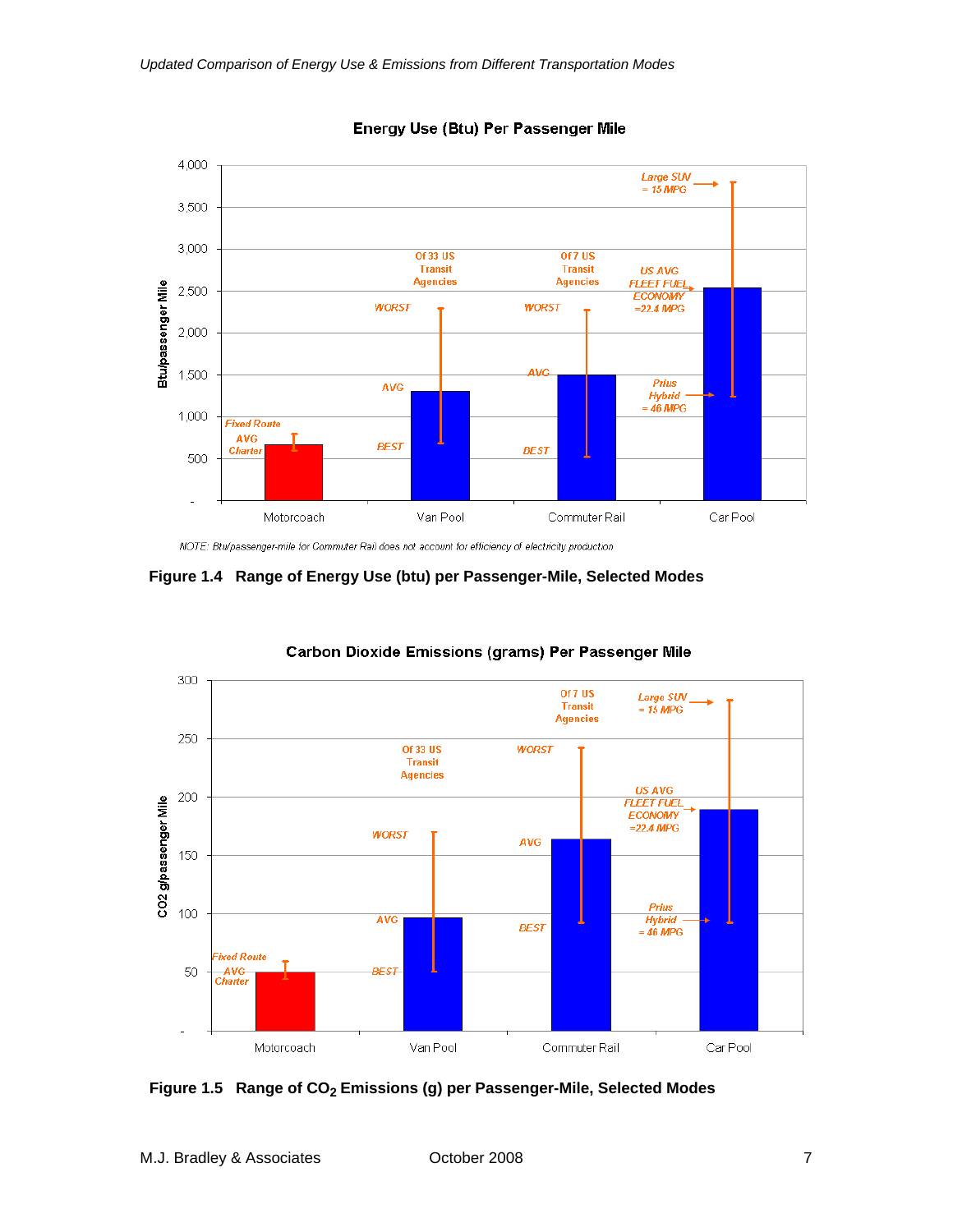Energy Use (Btu) Per Passenger Mile

NOTE: Btu/passenger-mile for Commuter Rail does not account for efficiency of electricity production

**Figure 1.4 Range of Energy Use (btu) per Passenger-Mile, Selected Modes**

Carbon Dioxide Emissions (grams) Per Passenger Mile

**Figure 1.5 Range of $CO_2$ Emissions (g) per Passenger-Mile, Selected Modes**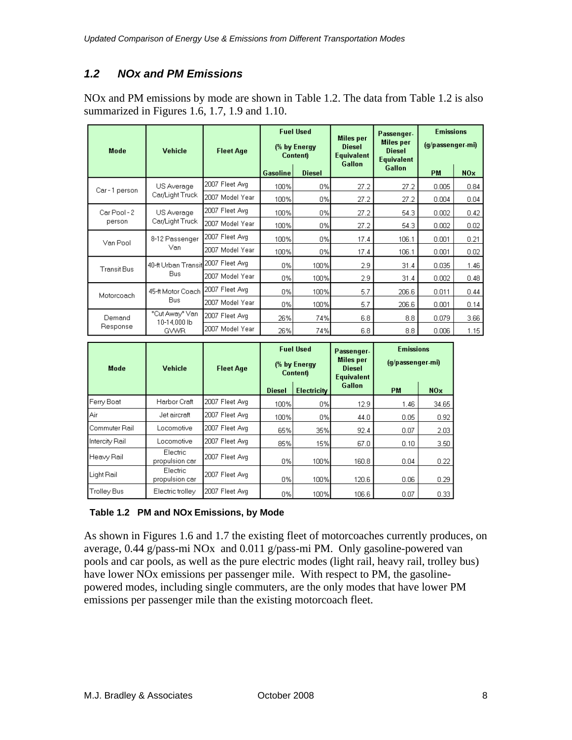## *1.2 NOx and PM Emissions*

NOx and PM emissions by mode are shown in Table 1.2. The data from Table 1.2 is also summarized in Figures 1.6, 1.7, 1.9 and 1.10.

| Mode | Vehicle | Fleet Age | Fuel Used (% by Energy Content) | | Miles per Diesel Equivalent Gallon | Passenger-Miles per Diesel Equivalent Gallon | Emissions (g/passenger-mi) | |
|---|---|---|---|---|---|---|---|---|
| | | | Gasoline | Diesel | | | PM | NOx |
| Car - 1 person | US Average Car/Light Truck | 2007 Fleet Avg | 100% | 0% | 27.2 | 27.2 | 0.005 | 0.84 |
| | | 2007 Model Year | 100% | 0% | 27.2 | 27.2 | 0.004 | 0.04 |
| Car Pool - 2 person | US Average Car/Light Truck | 2007 Fleet Avg | 100% | 0% | 27.2 | 54.3 | 0.002 | 0.42 |
| | | 2007 Model Year | 100% | 0% | 27.2 | 54.3 | 0.002 | 0.02 |
| Van Pool | 8-12 Passenger Van | 2007 Fleet Avg | 100% | 0% | 17.4 | 106.1 | 0.001 | 0.21 |
| | | 2007 Model Year | 100% | 0% | 17.4 | 106.1 | 0.001 | 0.02 |
| Transit Bus | 40-ft Urban Transit Bus | 2007 Fleet Avg | 0% | 100% | 2.9 | 31.4 | 0.035 | 1.46 |
| | | 2007 Model Year | 0% | 100% | 2.9 | 31.4 | 0.002 | 0.48 |
| Motorcoach | 45-ft Motor Coach Bus | 2007 Fleet Avg | 0% | 100% | 5.7 | 206.6 | 0.011 | 0.44 |
| | | 2007 Model Year | 0% | 100% | 5.7 | 206.6 | 0.001 | 0.14 |
| Demand Response | "Cut Away" Van 10-14,000 lb GVWR | 2007 Fleet Avg | 26% | 74% | 6.8 | 8.8 | 0.079 | 3.66 |
| | | 2007 Model Year | 26% | 74% | 6.8 | 8.8 | 0.006 | 1.15 |

| Mode | Vehicle | Fleet Age | Fuel Used (% by Energy Content) | | Passenger-Miles per Diesel Equivalent Gallon | Emissions (g/passenger-mi) | |
|---|---|---|---|---|---|---|---|
| | | | Diesel | Electricity | | PM | NOx |
| Ferry Boat | Harbor Craft | 2007 Fleet Avg | 100% | 0% | 12.9 | 1.46 | 34.65 |
| Air | Jet aircraft | 2007 Fleet Avg | 100% | 0% | 44.0 | 0.05 | 0.92 |
| Commuter Rail | Locomotive | 2007 Fleet Avg | 65% | 35% | 92.4 | 0.07 | 2.03 |
| Intercity Rail | Locomotive | 2007 Fleet Avg | 85% | 15% | 67.0 | 0.10 | 3.50 |
| Heavy Rail | Electric propulsion car | 2007 Fleet Avg | 0% | 100% | 160.8 | 0.04 | 0.22 |
| Light Rail | Electric propulsion car | 2007 Fleet Avg | 0% | 100% | 120.6 | 0.06 | 0.29 |
| Trolley Bus | Electric trolley | 2007 Fleet Avg | 0% | 100% | 106.6 | 0.07 | 0.33 |

**Table 1.2 PM and NOx Emissions, by Mode**

As shown in Figures 1.6 and 1.7 the existing fleet of motorcoaches currently produces, on average, 0.44 g/pass-mi NOx and 0.011 g/pass-mi PM. Only gasoline-powered van pools and car pools, as well as the pure electric modes (light rail, heavy rail, trolley bus) have lower NOx emissions per passenger mile. With respect to PM, the gasoline-powered modes, including single commuters, are the only modes that have lower PM emissions per passenger mile than the existing motorcoach fleet.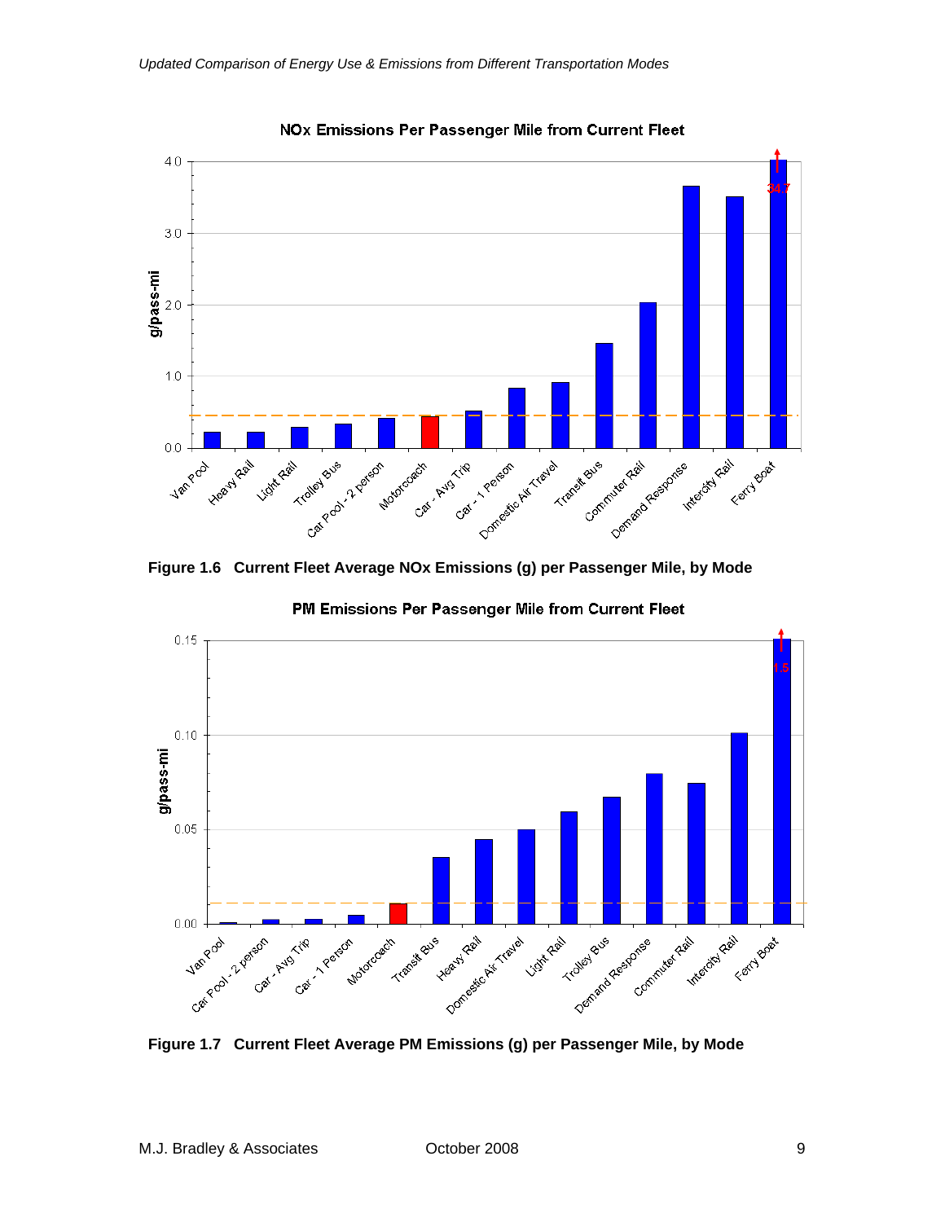Figure 1.6 Current Fleet Average NOx Emissions (g) per Passenger Mile, by Mode

Figure 1.7 Current Fleet Average PM Emissions (g) per Passenger Mile, by Mode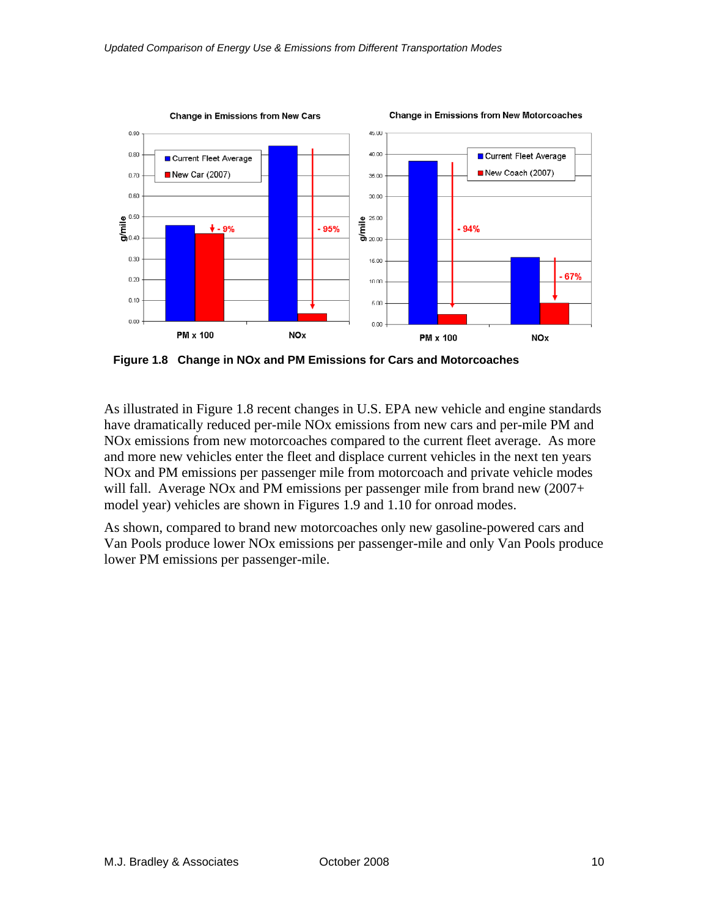**Figure 1.8 Change in NOx and PM Emissions for Cars and Motorcoaches**

As illustrated in Figure 1.8 recent changes in U.S. EPA new vehicle and engine standards have dramatically reduced per-mile NOx emissions from new cars and per-mile PM and NOx emissions from new motorcoaches compared to the current fleet average. As more and more new vehicles enter the fleet and displace current vehicles in the next ten years NOx and PM emissions per passenger mile from motorcoach and private vehicle modes will fall. Average NOx and PM emissions per passenger mile from brand new (2007+ model year) vehicles are shown in Figures 1.9 and 1.10 for onroad modes.

As shown, compared to brand new motorcoaches only new gasoline-powered cars and Van Pools produce lower NOx emissions per passenger-mile and only Van Pools produce lower PM emissions per passenger-mile.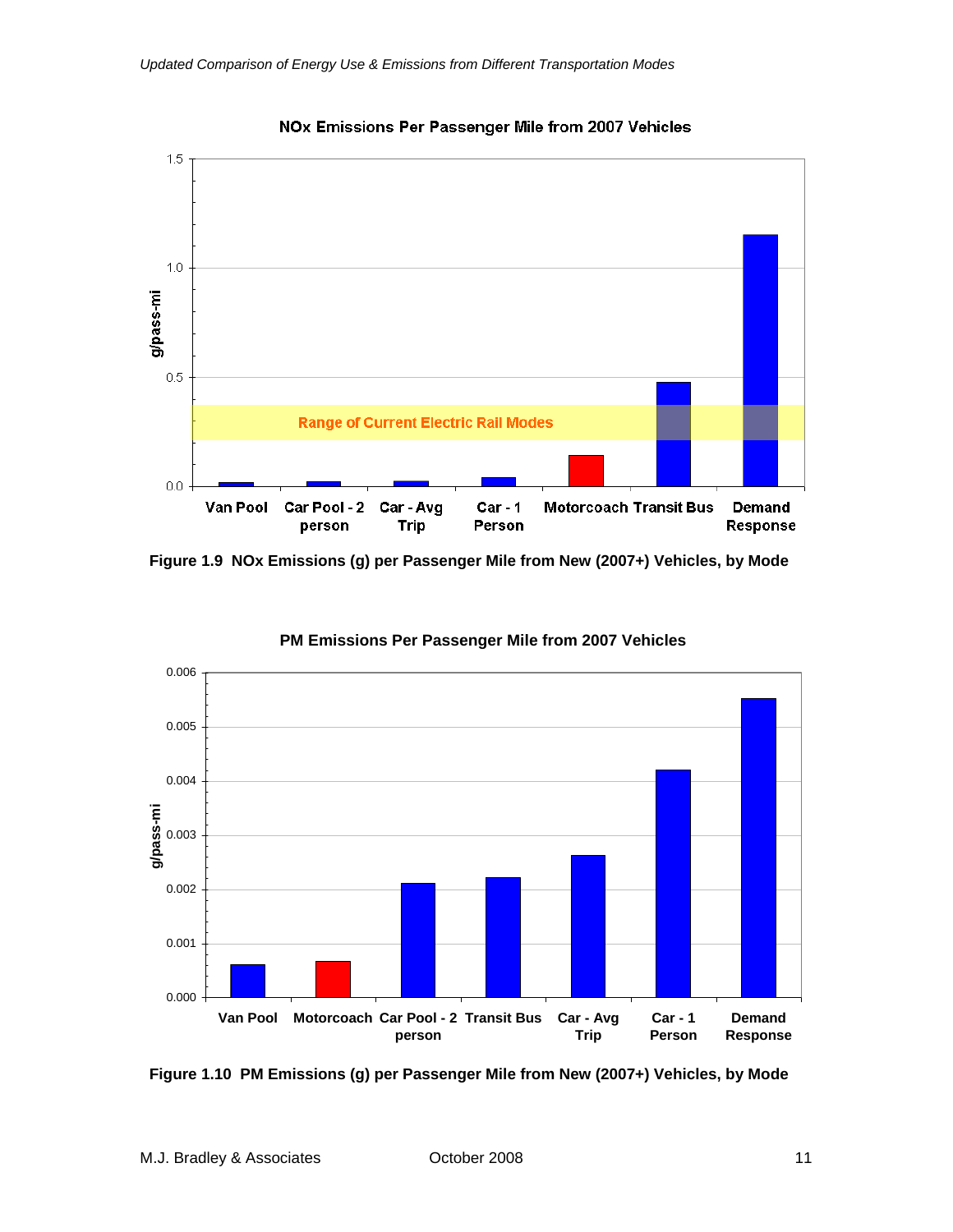NOx Emissions Per Passenger Mile from 2007 Vehicles

Figure 1.9 NOx Emissions (g) per Passenger Mile from New (2007+) Vehicles, by Mode

PM Emissions Per Passenger Mile from 2007 Vehicles

Figure 1.10 PM Emissions (g) per Passenger Mile from New (2007+) Vehicles, by Mode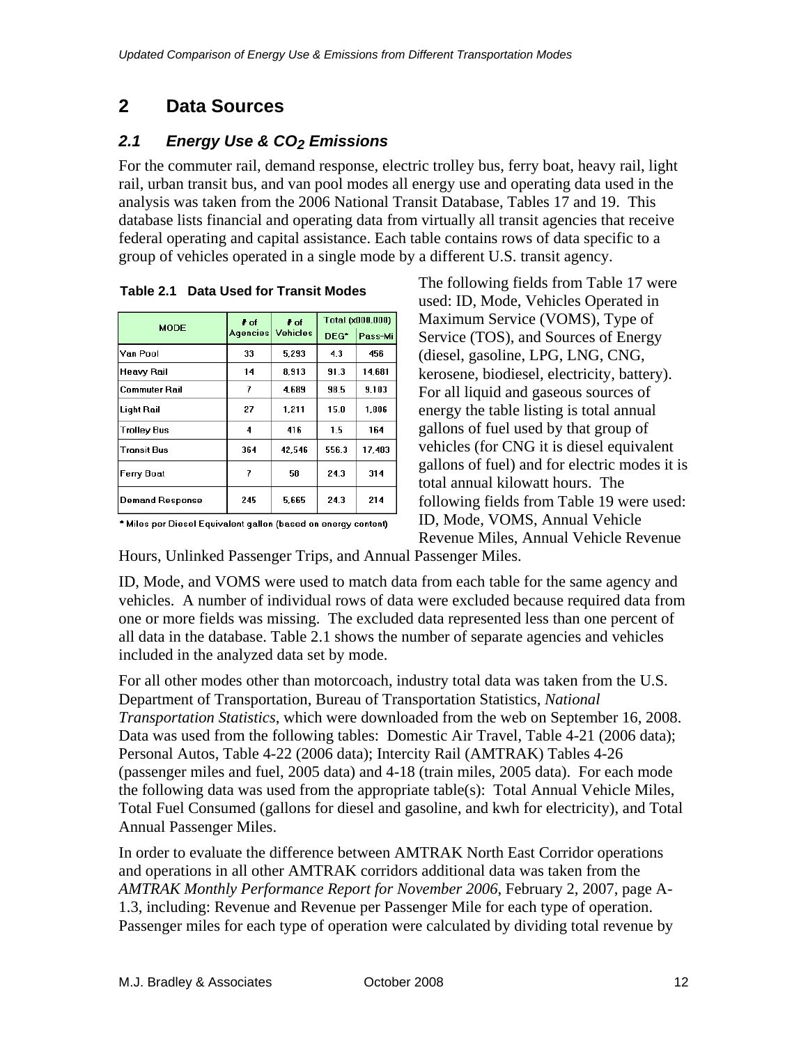## 2 Data Sources

### 2.1 Energy Use & $CO_2$ Emissions

For the commuter rail, demand response, electric trolley bus, ferry boat, heavy rail, light rail, urban transit bus, and van pool modes all energy use and operating data used in the analysis was taken from the 2006 National Transit Database, Tables 17 and 19. This database lists financial and operating data from virtually all transit agencies that receive federal operating and capital assistance. Each table contains rows of data specific to a group of vehicles operated in a single mode by a different U.S. transit agency.

**Table 2.1 Data Used for Transit Modes**

| MODE | # of Agencies | # of Vehicles | Total (x000,000) | |
|---|---|---|---|---|
| | | | DEG* | Pass-Mi |
| Van Pool | 33 | 5,293 | 4.3 | 456 |
| Heavy Rail | 14 | 8,913 | 91.3 | 14,681 |
| Commuter Rail | 7 | 4,689 | 98.5 | 9,103 |
| Light Rail | 27 | 1,211 | 15.0 | 1,806 |
| Trolley Bus | 4 | 416 | 1.5 | 164 |
| Transit Bus | 364 | 42,546 | 556.3 | 17,403 |
| Ferry Boat | 7 | 58 | 24.3 | 314 |
| Demand Response | 245 | 5,665 | 24.3 | 214 |

\* Miles per Diesel Equivalent gallon (based on energy content)

The following fields from Table 17 were used: ID, Mode, Vehicles Operated in Maximum Service (VOMS), Type of Service (TOS), and Sources of Energy (diesel, gasoline, LPG, LNG, CNG, kerosene, biodiesel, electricity, battery). For all liquid and gaseous sources of energy the table listing is total annual gallons of fuel used by that group of vehicles (for CNG it is diesel equivalent gallons of fuel) and for electric modes it is total annual kilowatt hours. The following fields from Table 19 were used: ID, Mode, VOMS, Annual Vehicle Revenue Miles, Annual Vehicle Revenue Hours, Unlinked Passenger Trips, and Annual Passenger Miles.

ID, Mode, and VOMS were used to match data from each table for the same agency and vehicles. A number of individual rows of data were excluded because required data from one or more fields was missing. The excluded data represented less than one percent of all data in the database. Table 2.1 shows the number of separate agencies and vehicles included in the analyzed data set by mode.

For all other modes other than motorcoach, industry total data was taken from the U.S. Department of Transportation, Bureau of Transportation Statistics, *National Transportation Statistics*, which were downloaded from the web on September 16, 2008. Data was used from the following tables: Domestic Air Travel, Table 4-21 (2006 data); Personal Autos, Table 4-22 (2006 data); Intercity Rail (AMTRAK) Tables 4-26 (passenger miles and fuel, 2005 data) and 4-18 (train miles, 2005 data). For each mode the following data was used from the appropriate table(s): Total Annual Vehicle Miles, Total Fuel Consumed (gallons for diesel and gasoline, and kwh for electricity), and Total Annual Passenger Miles.

In order to evaluate the difference between AMTRAK North East Corridor operations and operations in all other AMTRAK corridors additional data was taken from the *AMTRAK Monthly Performance Report for November 2006*, February 2, 2007, page A-1.3, including: Revenue and Revenue per Passenger Mile for each type of operation. Passenger miles for each type of operation were calculated by dividing total revenue by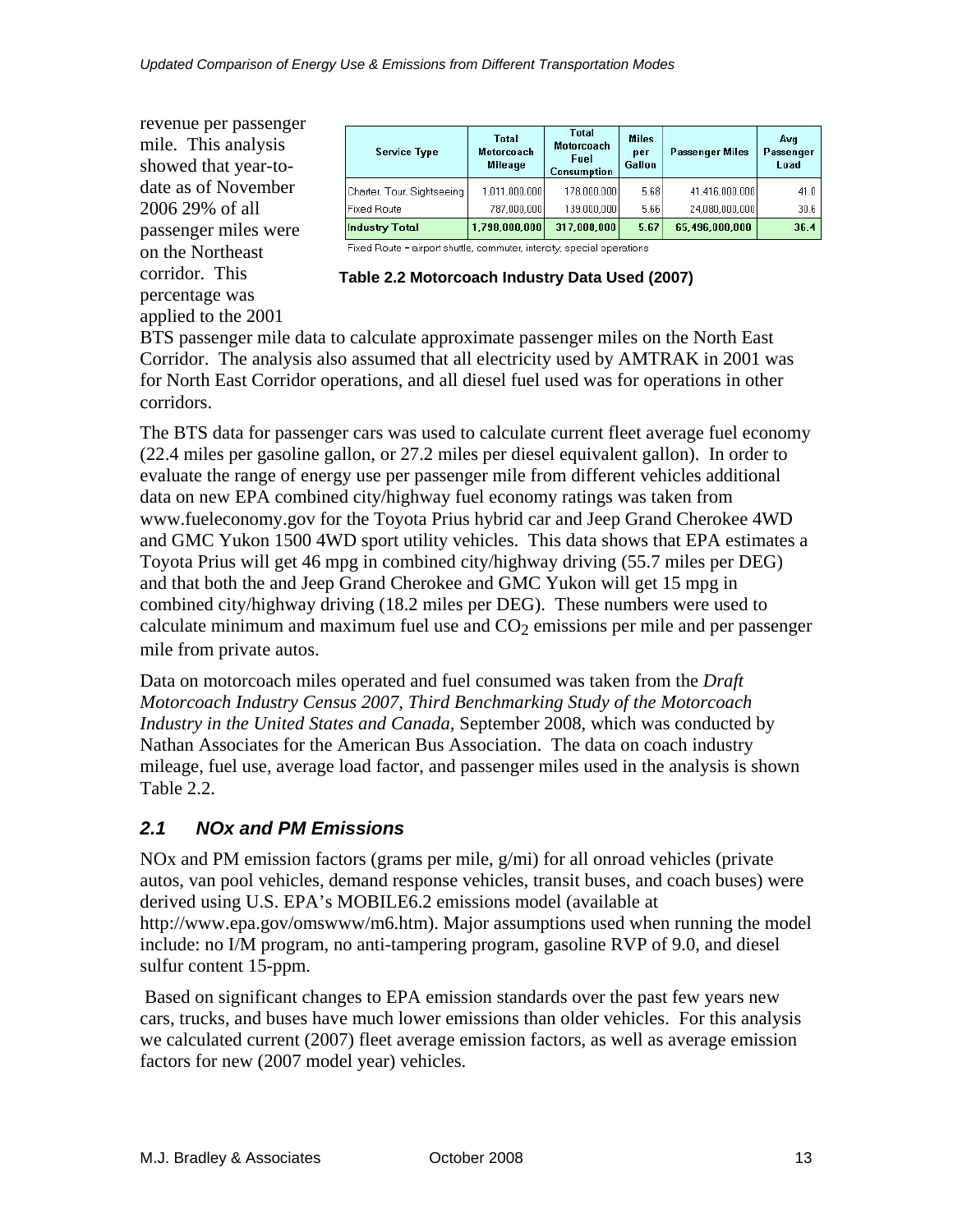revenue per passenger mile. This analysis showed that year-to-date as of November 2006 29% of all passenger miles were on the Northeast corridor. This percentage was applied to the 2001 BTS passenger mile data to calculate approximate passenger miles on the North East Corridor. The analysis also assumed that all electricity used by AMTRAK in 2001 was for North East Corridor operations, and all diesel fuel used was for operations in other corridors.

| Service Type | Total Motorcoach Mileage | Total Motorcoach Fuel Consumption | Miles per Gallon | Passenger Miles | Avg Passenger Load |
|---|---|---|---|---|---|
| Charter, Tour, Sightseeing | 1,011,000,000 | 178,000,000 | 5.68 | 41,416,000,000 | 41.0 |
| Fixed Route | 787,000,000 | 139,000,000 | 5.66 | 24,080,000,000 | 30.6 |
| **Industry Total** | **1,798,000,000** | **317,000,000** | **5.67** | **65,496,000,000** | **36.4** |

Fixed Route = airport shuttle, commuter, intercity, special operations

**Table 2.2 Motorcoach Industry Data Used (2007)**

The BTS data for passenger cars was used to calculate current fleet average fuel economy (22.4 miles per gasoline gallon, or 27.2 miles per diesel equivalent gallon). In order to evaluate the range of energy use per passenger mile from different vehicles additional data on new EPA combined city/highway fuel economy ratings was taken from www.fueleconomy.gov for the Toyota Prius hybrid car and Jeep Grand Cherokee 4WD and GMC Yukon 1500 4WD sport utility vehicles. This data shows that EPA estimates a Toyota Prius will get 46 mpg in combined city/highway driving (55.7 miles per DEG) and that both the and Jeep Grand Cherokee and GMC Yukon will get 15 mpg in combined city/highway driving (18.2 miles per DEG). These numbers were used to calculate minimum and maximum fuel use and $CO_2$ emissions per mile and per passenger mile from private autos.

Data on motorcoach miles operated and fuel consumed was taken from the *Draft Motorcoach Industry Census 2007, Third Benchmarking Study of the Motorcoach Industry in the United States and Canada*, September 2008, which was conducted by Nathan Associates for the American Bus Association. The data on coach industry mileage, fuel use, average load factor, and passenger miles used in the analysis is shown Table 2.2.

## 2.1 NOx and PM Emissions

NOx and PM emission factors (grams per mile, g/mi) for all onroad vehicles (private autos, van pool vehicles, demand response vehicles, transit buses, and coach buses) were derived using U.S. EPA's MOBILE6.2 emissions model (available at http://www.epa.gov/omswww/m6.htm). Major assumptions used when running the model include: no I/M program, no anti-tampering program, gasoline RVP of 9.0, and diesel sulfur content 15-ppm.

Based on significant changes to EPA emission standards over the past few years new cars, trucks, and buses have much lower emissions than older vehicles. For this analysis we calculated current (2007) fleet average emission factors, as well as average emission factors for new (2007 model year) vehicles.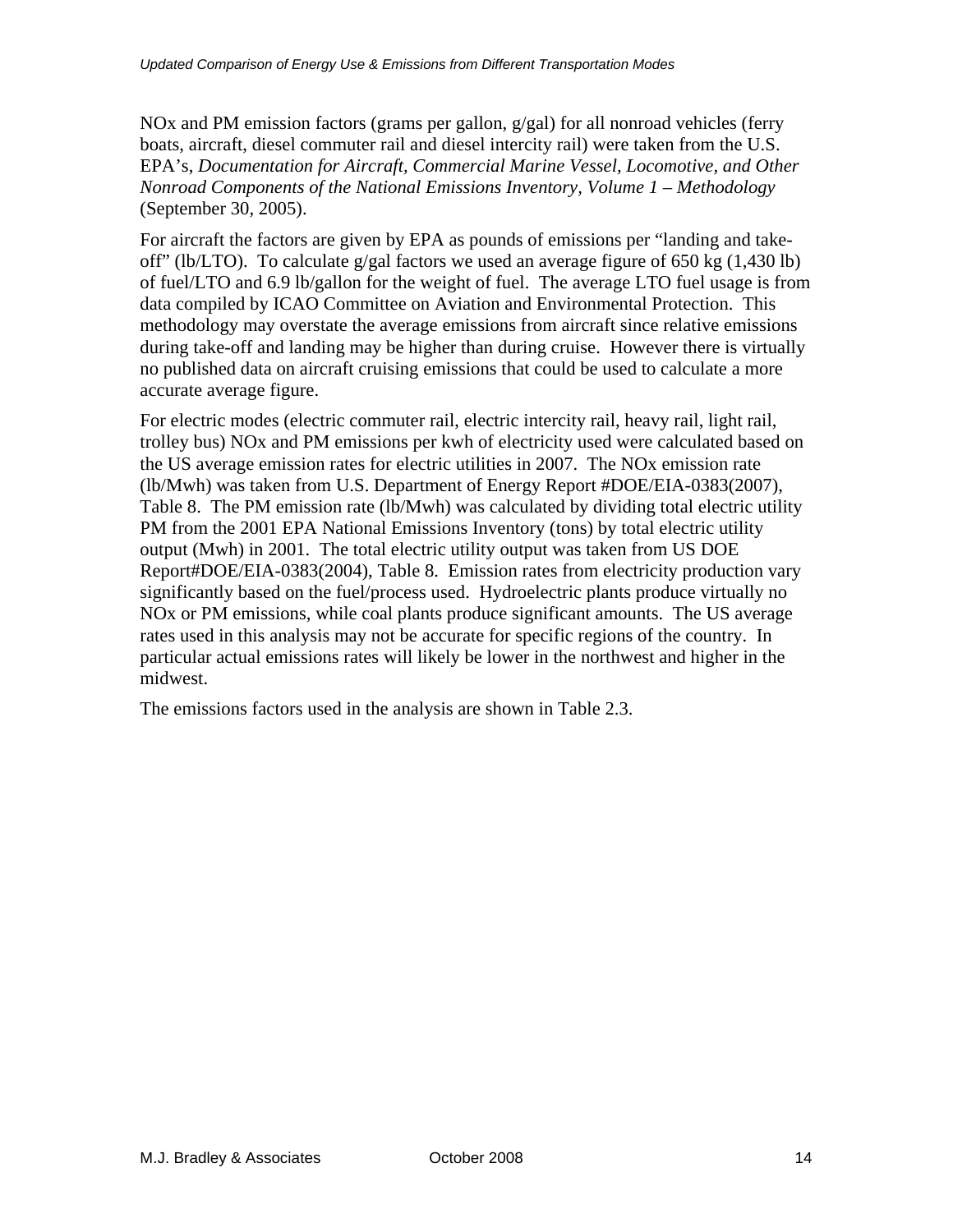NOx and PM emission factors (grams per gallon, g/gal) for all nonroad vehicles (ferry boats, aircraft, diesel commuter rail and diesel intercity rail) were taken from the U.S. EPA's, *Documentation for Aircraft, Commercial Marine Vessel, Locomotive, and Other Nonroad Components of the National Emissions Inventory, Volume 1 – Methodology* (September 30, 2005).

For aircraft the factors are given by EPA as pounds of emissions per "landing and take-off" (lb/LTO). To calculate g/gal factors we used an average figure of 650 kg (1,430 lb) of fuel/LTO and 6.9 lb/gallon for the weight of fuel. The average LTO fuel usage is from data compiled by ICAO Committee on Aviation and Environmental Protection. This methodology may overstate the average emissions from aircraft since relative emissions during take-off and landing may be higher than during cruise. However there is virtually no published data on aircraft cruising emissions that could be used to calculate a more accurate average figure.

For electric modes (electric commuter rail, electric intercity rail, heavy rail, light rail, trolley bus) NOx and PM emissions per kwh of electricity used were calculated based on the US average emission rates for electric utilities in 2007. The NOx emission rate (lb/Mwh) was taken from U.S. Department of Energy Report #DOE/EIA-0383(2007), Table 8. The PM emission rate (lb/Mwh) was calculated by dividing total electric utility PM from the 2001 EPA National Emissions Inventory (tons) by total electric utility output (Mwh) in 2001. The total electric utility output was taken from US DOE Report#DOE/EIA-0383(2004), Table 8. Emission rates from electricity production vary significantly based on the fuel/process used. Hydroelectric plants produce virtually no NOx or PM emissions, while coal plants produce significant amounts. The US average rates used in this analysis may not be accurate for specific regions of the country. In particular actual emissions rates will likely be lower in the northwest and higher in the midwest.

The emissions factors used in the analysis are shown in Table 2.3.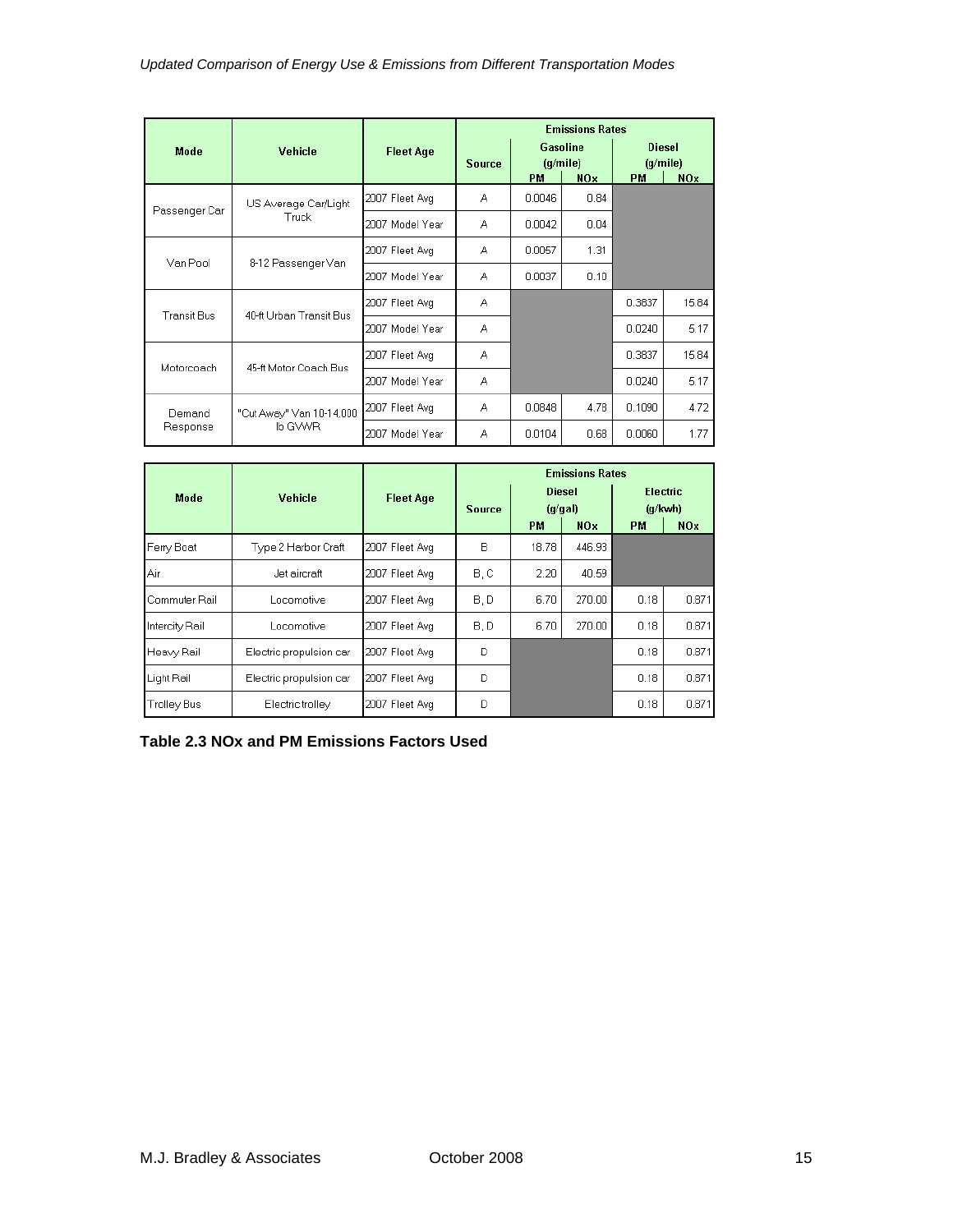| Mode | Vehicle | Fleet Age | Emissions Rates | | | | | |
|---|---|---|---|---|---|---|---|---|
| | | | Source | Gasoline (g/mile) | | Diesel (g/mile) | | |
| | | | | PM | NOx | PM | NOx | |
| Passenger Car | US Average Car/Light Truck | 2007 Fleet Avg | A | 0.0046 | 0.84 | | | |
| | | 2007 Model Year | A | 0.0042 | 0.04 | | | |
| Van Pool | 8-12 Passenger Van | 2007 Fleet Avg | A | 0.0057 | 1.31 | | | |
| | | 2007 Model Year | A | 0.0037 | 0.10 | | | |
| Transit Bus | 40-ft Urban Transit Bus | 2007 Fleet Avg | A | | | 0.3837 | 15.84 | |
| | | 2007 Model Year | A | | | 0.0240 | 5.17 | |
| Motorcoach | 45-ft Motor Coach Bus | 2007 Fleet Avg | A | | | 0.3837 | 15.84 | |
| | | 2007 Model Year | A | | | 0.0240 | 5.17 | |
| Demand Response | "Cut Away" Van 10-14,000 lb GVWR | 2007 Fleet Avg | A | 0.0848 | 4.78 | 0.1090 | 4.72 | |
| | | 2007 Model Year | A | 0.0104 | 0.68 | 0.0060 | 1.77 | |

| Mode | Vehicle | Fleet Age | Emissions Rates | | | | |
|---|---|---|---|---|---|---|---|
| | | | Source | Diesel (g/gal) | | Electric (g/kwh) | |
| | | | | PM | NOx | PM | NOx |
| Ferry Boat | Type 2 Harbor Craft | 2007 Fleet Avg | B | 18.78 | 446.93 | | |
| Air | Jet aircraft | 2007 Fleet Avg | B, C | 2.20 | 40.59 | | |
| Commuter Rail | Locomotive | 2007 Fleet Avg | B, D | 6.70 | 270.00 | 0.18 | 0.871 |
| Intercity Rail | Locomotive | 2007 Fleet Avg | B, D | 6.70 | 270.00 | 0.18 | 0.871 |
| Heavy Rail | Electric propulsion car | 2007 Fleet Avg | D | | | 0.18 | 0.871 |
| Light Rail | Electric propulsion car | 2007 Fleet Avg | D | | | 0.18 | 0.871 |
| Trolley Bus | Electric trolley | 2007 Fleet Avg | D | | | 0.18 | 0.871 |

**Table 2.3 NOx and PM Emissions Factors Used**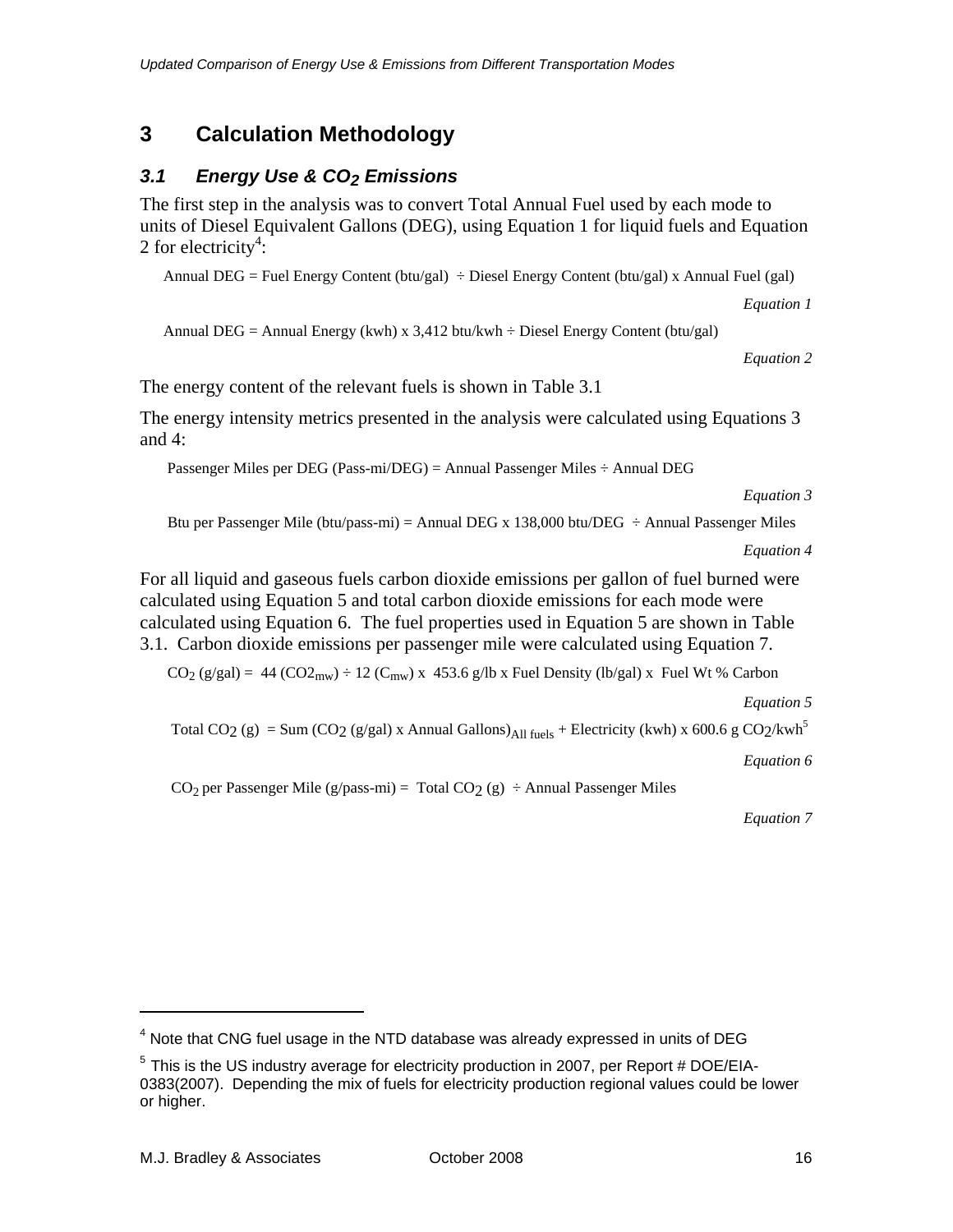# 3 Calculation Methodology

## 3.1 Energy Use & $CO_2$ Emissions

The first step in the analysis was to convert Total Annual Fuel used by each mode to units of Diesel Equivalent Gallons (DEG), using Equation 1 for liquid fuels and Equation 2 for electricity[4]:

$$\text{Annual DEG} = \text{Fuel Energy Content (btu/gal)} \div \text{Diesel Energy Content (btu/gal)} \times \text{Annual Fuel (gal)}$$

*Equation 1*

$$\text{Annual DEG} = \text{Annual Energy (kwh)} \times 3{,}412\ \text{btu/kwh} \div \text{Diesel Energy Content (btu/gal)}$$

*Equation 2*

The energy content of the relevant fuels is shown in Table 3.1

The energy intensity metrics presented in the analysis were calculated using Equations 3 and 4:

$$\text{Passenger Miles per DEG (Pass-mi/DEG)} = \text{Annual Passenger Miles} \div \text{Annual DEG}$$

*Equation 3*

$$\text{Btu per Passenger Mile (btu/pass-mi)} = \text{Annual DEG} \times 138{,}000\ \text{btu/DEG} \div \text{Annual Passenger Miles}$$

*Equation 4*

For all liquid and gaseous fuels carbon dioxide emissions per gallon of fuel burned were calculated using Equation 5 and total carbon dioxide emissions for each mode were calculated using Equation 6. The fuel properties used in Equation 5 are shown in Table 3.1. Carbon dioxide emissions per passenger mile were calculated using Equation 7.

$$CO_2\ \text{(g/gal)} = 44\ (CO2_{mw}) \div 12\ (C_{mw}) \times 453.6\ \text{g/lb} \times \text{Fuel Density (lb/gal)} \times \text{Fuel Wt \% Carbon}$$

*Equation 5*

$$\text{Total } CO_2\ \text{(g)} = \text{Sum}\ (CO_2\ \text{(g/gal)} \times \text{Annual Gallons})_{\text{All fuels}} + \text{Electricity (kwh)} \times 600.6\ \text{g } CO_2\text{/kwh}^{5}$$

*Equation 6*

$$CO_2\ \text{per Passenger Mile (g/pass-mi)} = \text{Total } CO_2\ \text{(g)} \div \text{Annual Passenger Miles}$$

*Equation 7*

---

[4] Note that CNG fuel usage in the NTD database was already expressed in units of DEG

[5] This is the US industry average for electricity production in 2007, per Report # DOE/EIA-0383(2007). Depending the mix of fuels for electricity production regional values could be lower or higher.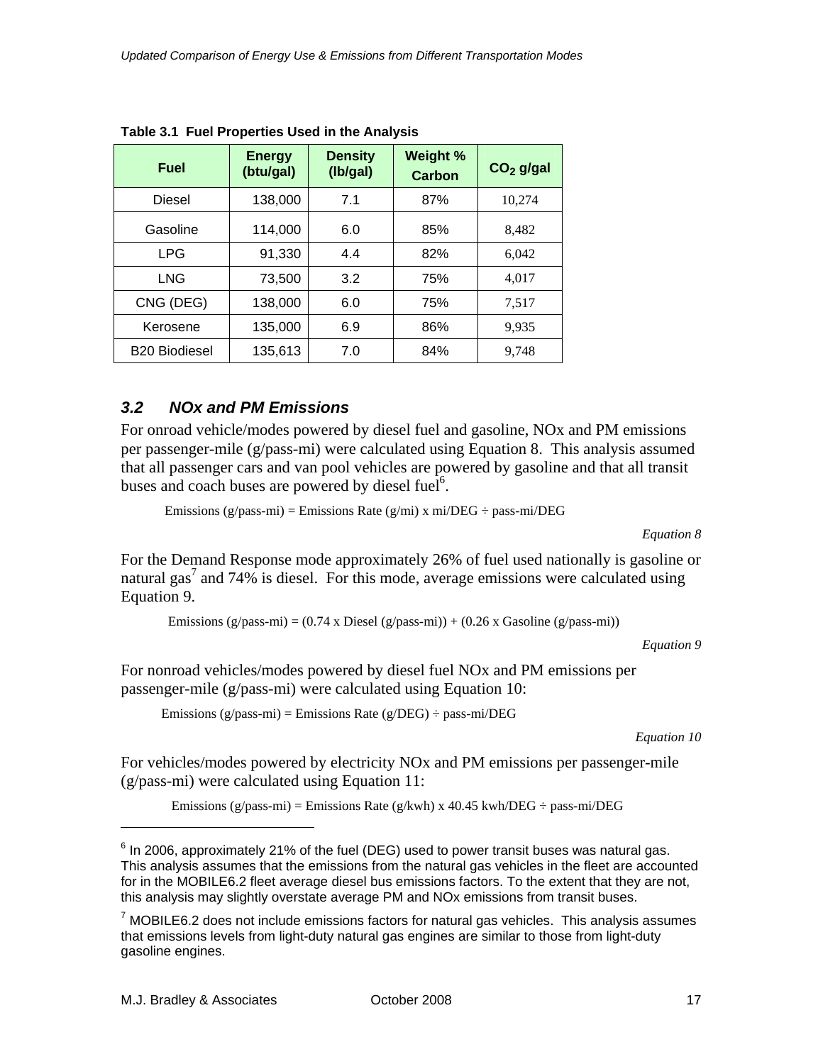**Table 3.1 Fuel Properties Used in the Analysis**

| Fuel | Energy (btu/gal) | Density (lb/gal) | Weight % Carbon | $CO_2$ g/gal |
|---|---|---|---|---|
| Diesel | 138,000 | 7.1 | 87% | 10,274 |
| Gasoline | 114,000 | 6.0 | 85% | 8,482 |
| LPG | 91,330 | 4.4 | 82% | 6,042 |
| LNG | 73,500 | 3.2 | 75% | 4,017 |
| CNG (DEG) | 138,000 | 6.0 | 75% | 7,517 |
| Kerosene | 135,000 | 6.9 | 86% | 9,935 |
| B20 Biodiesel | 135,613 | 7.0 | 84% | 9,748 |

### *3.2 NOx and PM Emissions*

For onroad vehicle/modes powered by diesel fuel and gasoline, NOx and PM emissions per passenger-mile (g/pass-mi) were calculated using Equation 8. This analysis assumed that all passenger cars and van pool vehicles are powered by gasoline and that all transit buses and coach buses are powered by diesel fuel[6].

$$\text{Emissions (g/pass-mi)} = \text{Emissions Rate (g/mi)} \times \text{mi/DEG} \div \text{pass-mi/DEG}$$

*Equation 8*

For the Demand Response mode approximately 26% of fuel used nationally is gasoline or natural gas[7] and 74% is diesel. For this mode, average emissions were calculated using Equation 9.

$$\text{Emissions (g/pass-mi)} = (0.74 \times \text{Diesel (g/pass-mi)}) + (0.26 \times \text{Gasoline (g/pass-mi)})$$

*Equation 9*

For nonroad vehicles/modes powered by diesel fuel NOx and PM emissions per passenger-mile (g/pass-mi) were calculated using Equation 10:

$$\text{Emissions (g/pass-mi)} = \text{Emissions Rate (g/DEG)} \div \text{pass-mi/DEG}$$

*Equation 10*

For vehicles/modes powered by electricity NOx and PM emissions per passenger-mile (g/pass-mi) were calculated using Equation 11:

$$\text{Emissions (g/pass-mi)} = \text{Emissions Rate (g/kwh)} \times 40.45 \text{ kwh/DEG} \div \text{pass-mi/DEG}$$

---

[6] In 2006, approximately 21% of the fuel (DEG) used to power transit buses was natural gas. This analysis assumes that the emissions from the natural gas vehicles in the fleet are accounted for in the MOBILE6.2 fleet average diesel bus emissions factors. To the extent that they are not, this analysis may slightly overstate average PM and NOx emissions from transit buses.

[7] MOBILE6.2 does not include emissions factors for natural gas vehicles. This analysis assumes that emissions levels from light-duty natural gas engines are similar to those from light-duty gasoline engines.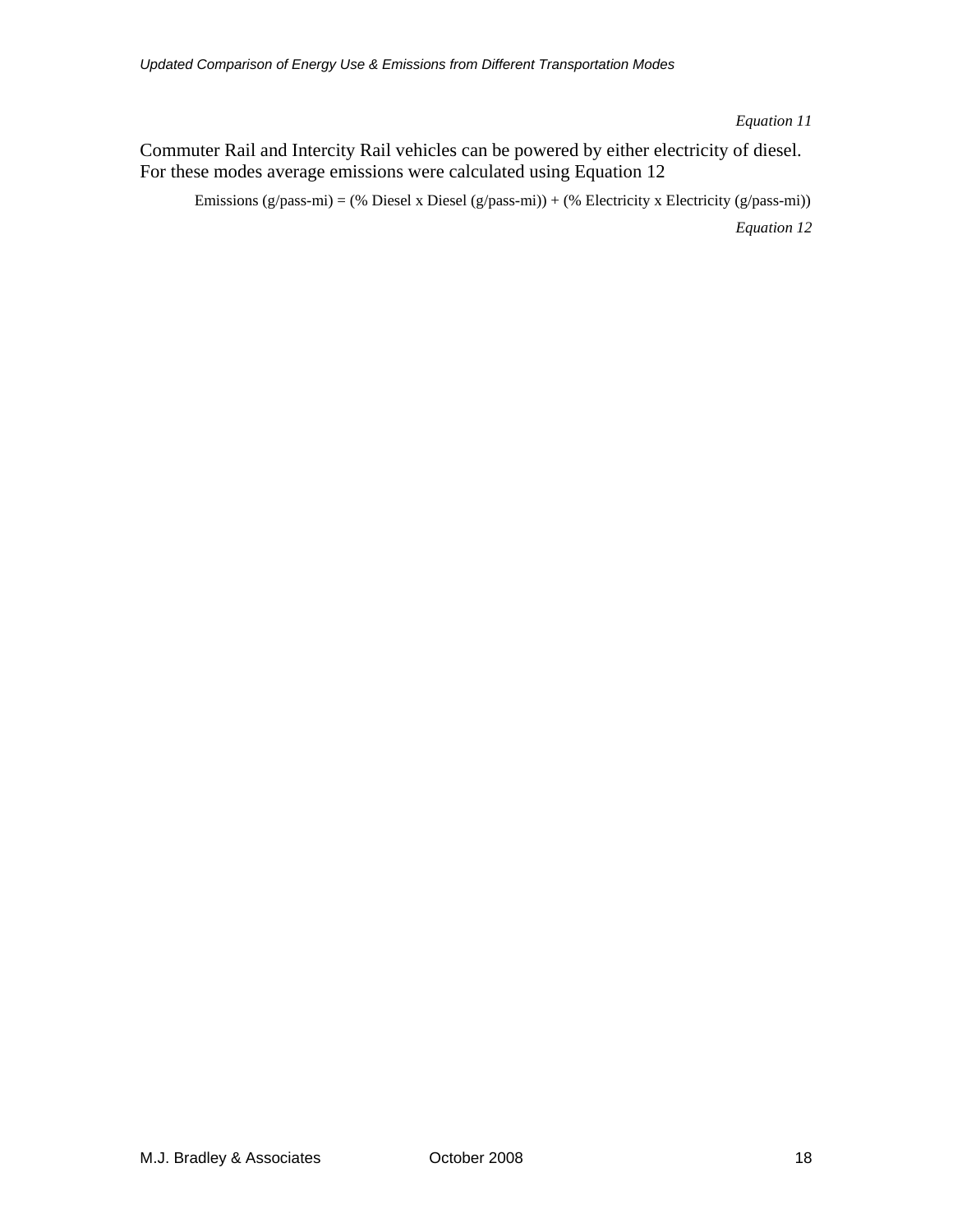*Equation 11*

Commuter Rail and Intercity Rail vehicles can be powered by either electricity of diesel. For these modes average emissions were calculated using Equation 12

$$\text{Emissions (g/pass-mi)} = (\text{\% Diesel} \times \text{Diesel (g/pass-mi)}) + (\text{\% Electricity} \times \text{Electricity (g/pass-mi)})$$

*Equation 12*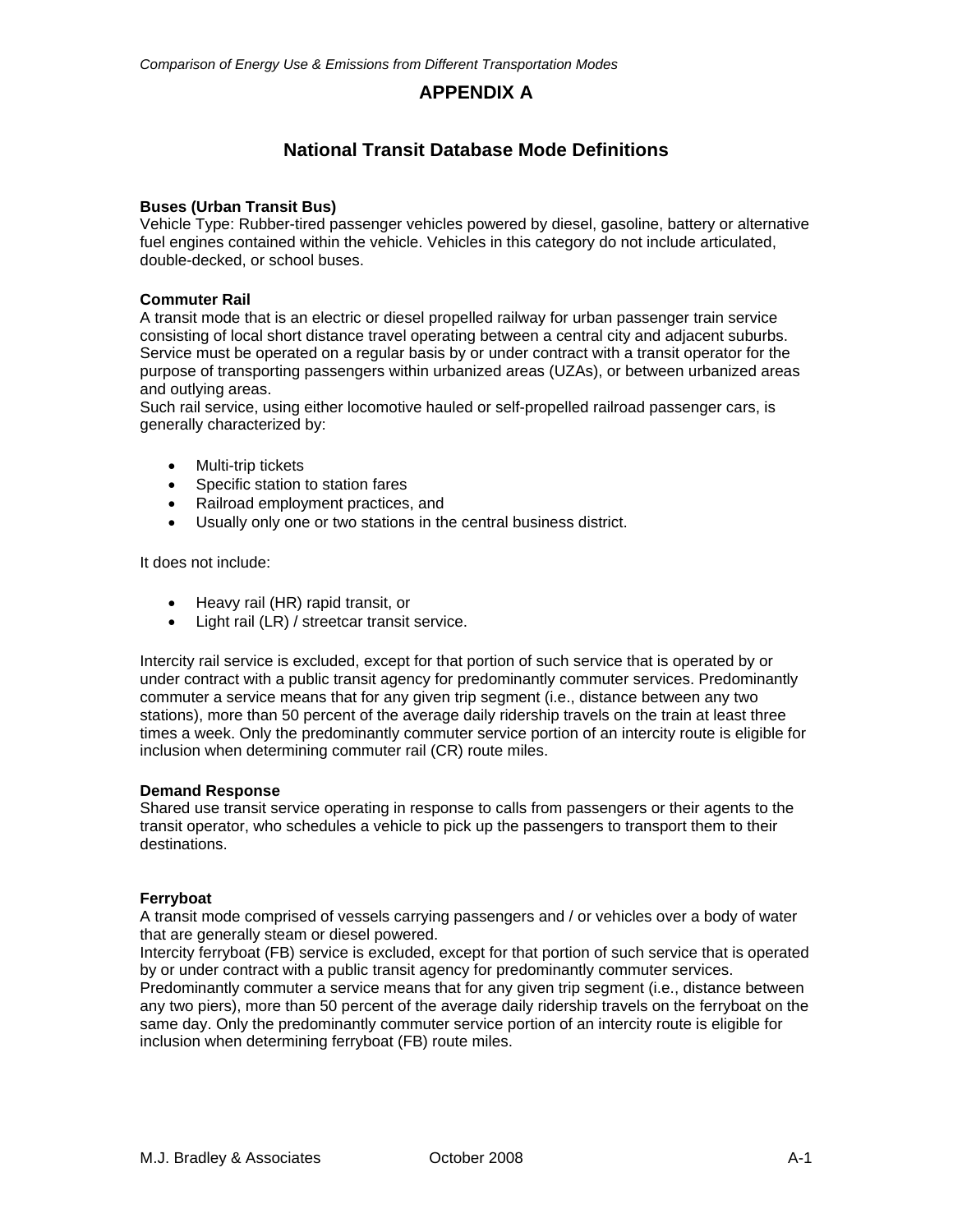# APPENDIX A

## National Transit Database Mode Definitions

**Buses (Urban Transit Bus)**
Vehicle Type: Rubber-tired passenger vehicles powered by diesel, gasoline, battery or alternative fuel engines contained within the vehicle. Vehicles in this category do not include articulated, double-decked, or school buses.

**Commuter Rail**
A transit mode that is an electric or diesel propelled railway for urban passenger train service consisting of local short distance travel operating between a central city and adjacent suburbs. Service must be operated on a regular basis by or under contract with a transit operator for the purpose of transporting passengers within urbanized areas (UZAs), or between urbanized areas and outlying areas.
Such rail service, using either locomotive hauled or self-propelled railroad passenger cars, is generally characterized by:

- Multi-trip tickets
- Specific station to station fares
- Railroad employment practices, and
- Usually only one or two stations in the central business district.

It does not include:

- Heavy rail (HR) rapid transit, or
- Light rail (LR) / streetcar transit service.

Intercity rail service is excluded, except for that portion of such service that is operated by or under contract with a public transit agency for predominantly commuter services. Predominantly commuter a service means that for any given trip segment (i.e., distance between any two stations), more than 50 percent of the average daily ridership travels on the train at least three times a week. Only the predominantly commuter service portion of an intercity route is eligible for inclusion when determining commuter rail (CR) route miles.

**Demand Response**
Shared use transit service operating in response to calls from passengers or their agents to the transit operator, who schedules a vehicle to pick up the passengers to transport them to their destinations.

**Ferryboat**
A transit mode comprised of vessels carrying passengers and / or vehicles over a body of water that are generally steam or diesel powered.
Intercity ferryboat (FB) service is excluded, except for that portion of such service that is operated by or under contract with a public transit agency for predominantly commuter services. Predominantly commuter a service means that for any given trip segment (i.e., distance between any two piers), more than 50 percent of the average daily ridership travels on the ferryboat on the same day. Only the predominantly commuter service portion of an intercity route is eligible for inclusion when determining ferryboat (FB) route miles.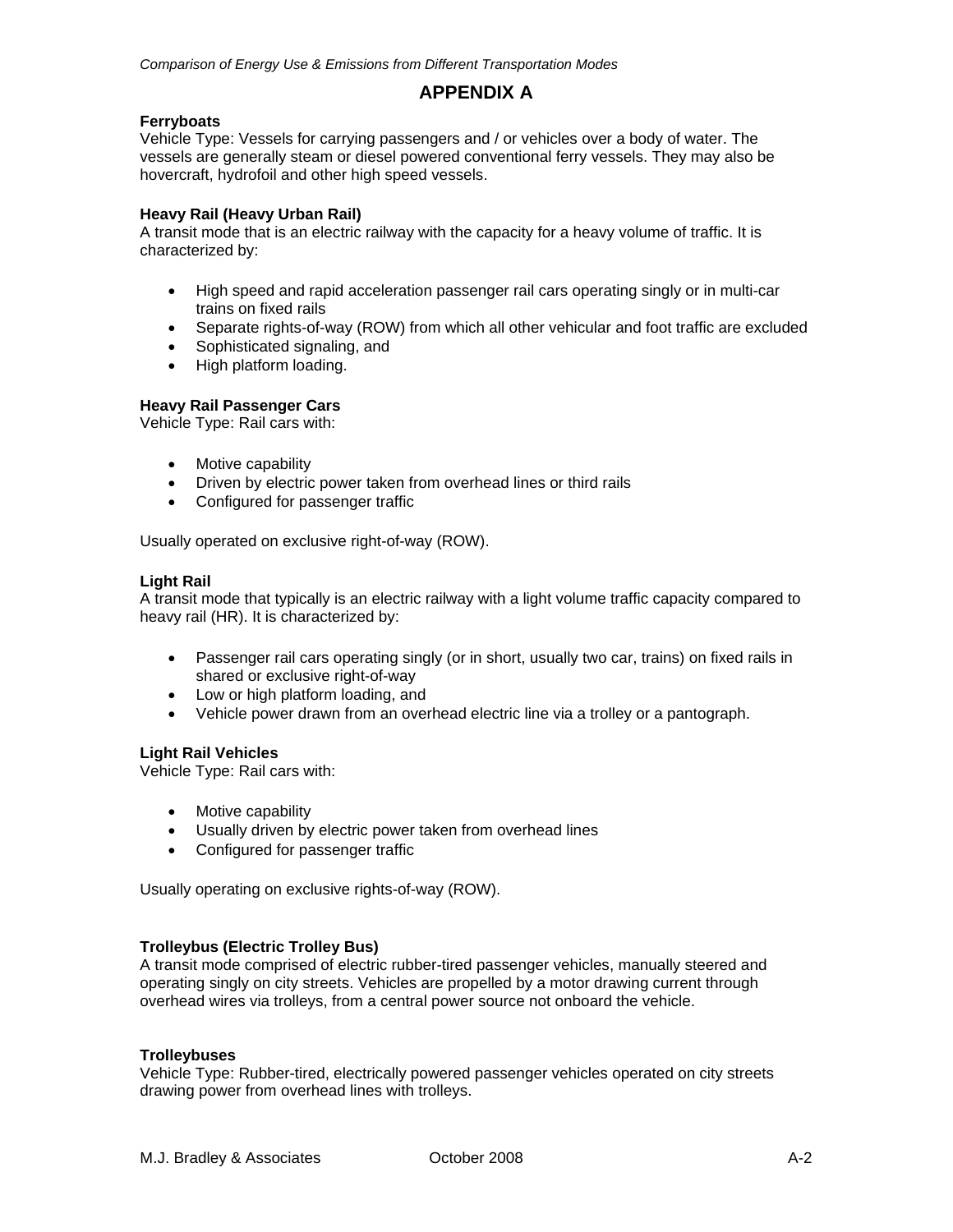# APPENDIX A

**Ferryboats**
Vehicle Type: Vessels for carrying passengers and / or vehicles over a body of water. The vessels are generally steam or diesel powered conventional ferry vessels. They may also be hovercraft, hydrofoil and other high speed vessels.

**Heavy Rail (Heavy Urban Rail)**
A transit mode that is an electric railway with the capacity for a heavy volume of traffic. It is characterized by:

- High speed and rapid acceleration passenger rail cars operating singly or in multi-car trains on fixed rails
- Separate rights-of-way (ROW) from which all other vehicular and foot traffic are excluded
- Sophisticated signaling, and
- High platform loading.

**Heavy Rail Passenger Cars**
Vehicle Type: Rail cars with:

- Motive capability
- Driven by electric power taken from overhead lines or third rails
- Configured for passenger traffic

Usually operated on exclusive right-of-way (ROW).

**Light Rail**
A transit mode that typically is an electric railway with a light volume traffic capacity compared to heavy rail (HR). It is characterized by:

- Passenger rail cars operating singly (or in short, usually two car, trains) on fixed rails in shared or exclusive right-of-way
- Low or high platform loading, and
- Vehicle power drawn from an overhead electric line via a trolley or a pantograph.

**Light Rail Vehicles**
Vehicle Type: Rail cars with:

- Motive capability
- Usually driven by electric power taken from overhead lines
- Configured for passenger traffic

Usually operating on exclusive rights-of-way (ROW).

**Trolleybus (Electric Trolley Bus)**
A transit mode comprised of electric rubber-tired passenger vehicles, manually steered and operating singly on city streets. Vehicles are propelled by a motor drawing current through overhead wires via trolleys, from a central power source not onboard the vehicle.

**Trolleybuses**
Vehicle Type: Rubber-tired, electrically powered passenger vehicles operated on city streets drawing power from overhead lines with trolleys.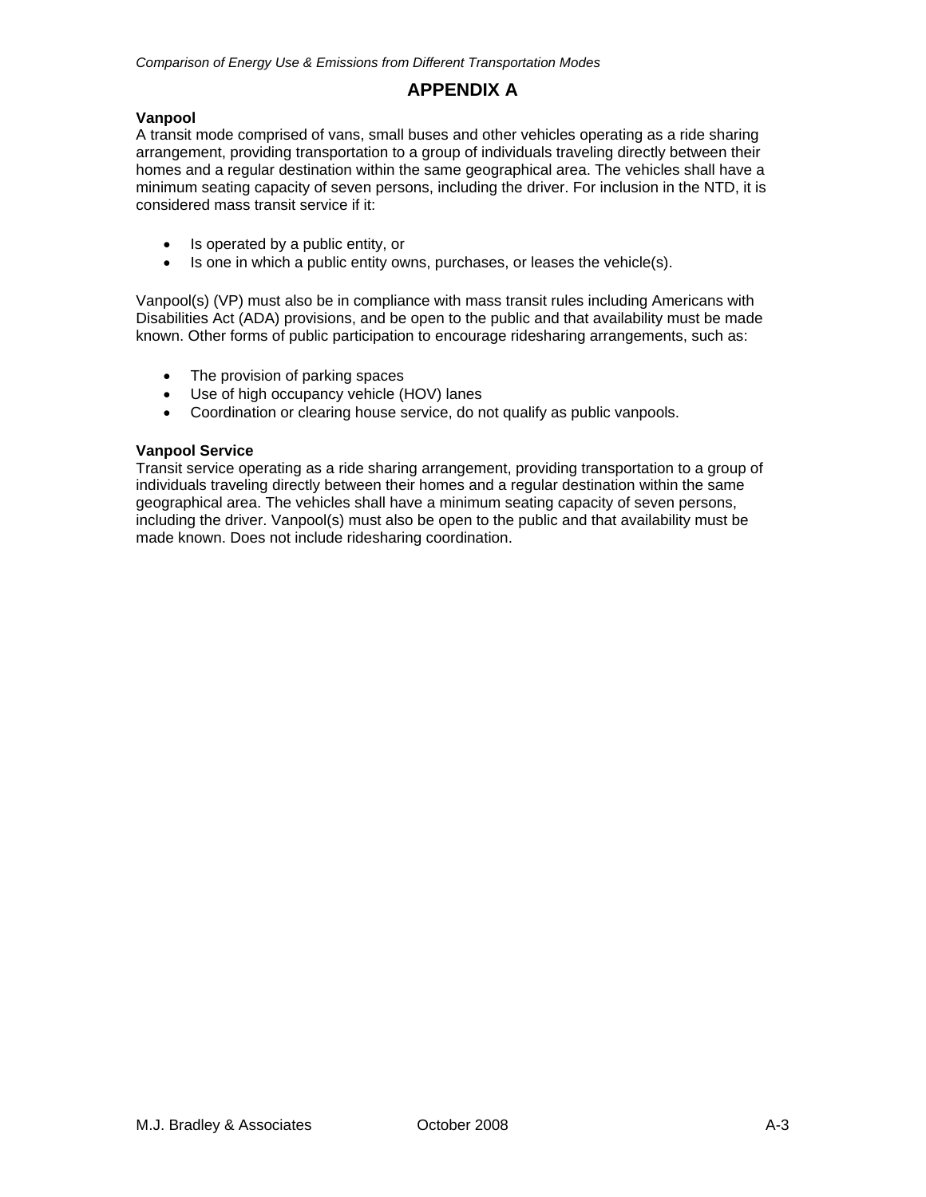# APPENDIX A

**Vanpool**
A transit mode comprised of vans, small buses and other vehicles operating as a ride sharing arrangement, providing transportation to a group of individuals traveling directly between their homes and a regular destination within the same geographical area. The vehicles shall have a minimum seating capacity of seven persons, including the driver. For inclusion in the NTD, it is considered mass transit service if it:

- Is operated by a public entity, or
- Is one in which a public entity owns, purchases, or leases the vehicle(s).

Vanpool(s) (VP) must also be in compliance with mass transit rules including Americans with Disabilities Act (ADA) provisions, and be open to the public and that availability must be made known. Other forms of public participation to encourage ridesharing arrangements, such as:

- The provision of parking spaces
- Use of high occupancy vehicle (HOV) lanes
- Coordination or clearing house service, do not qualify as public vanpools.

**Vanpool Service**
Transit service operating as a ride sharing arrangement, providing transportation to a group of individuals traveling directly between their homes and a regular destination within the same geographical area. The vehicles shall have a minimum seating capacity of seven persons, including the driver. Vanpool(s) must also be open to the public and that availability must be made known. Does not include ridesharing coordination.